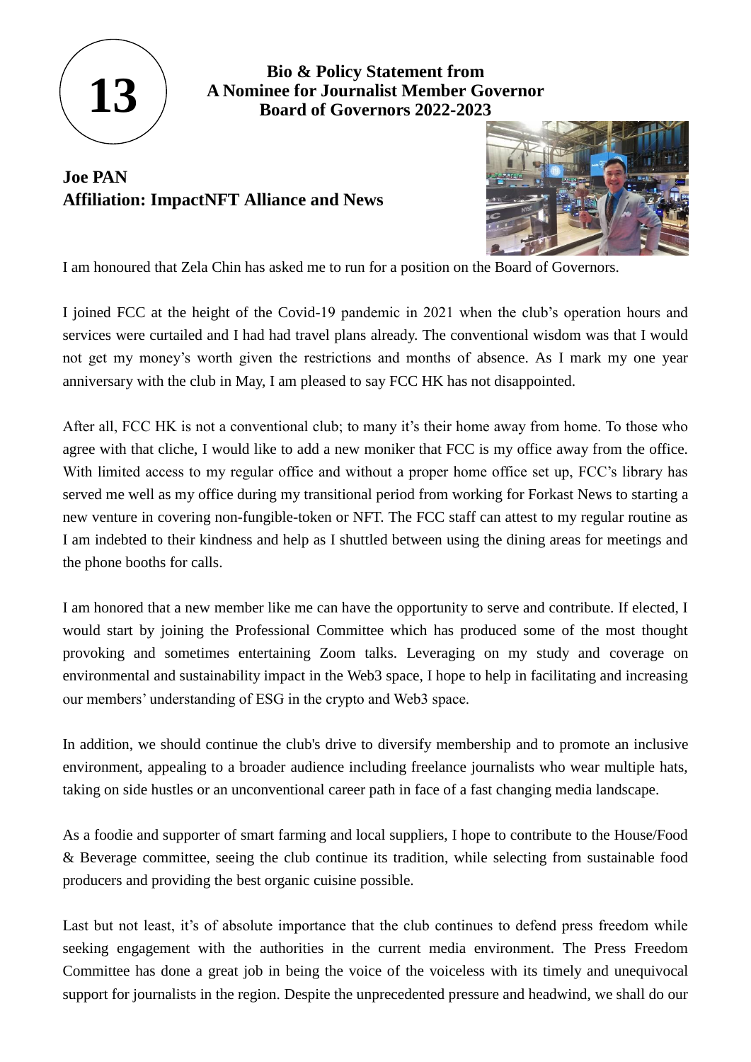**13**

# Bio & Policy Statement from A Nominee for Journalist Member Governor Board of Governors 2022-2023

## Joe PAN
## Affiliation: ImpactNFT Alliance and News

I am honoured that Zela Chin has asked me to run for a position on the Board of Governors.

I joined FCC at the height of the Covid-19 pandemic in 2021 when the club's operation hours and services were curtailed and I had had travel plans already. The conventional wisdom was that I would not get my money's worth given the restrictions and months of absence. As I mark my one year anniversary with the club in May, I am pleased to say FCC HK has not disappointed.

After all, FCC HK is not a conventional club; to many it's their home away from home. To those who agree with that cliche, I would like to add a new moniker that FCC is my office away from the office. With limited access to my regular office and without a proper home office set up, FCC's library has served me well as my office during my transitional period from working for Forkast News to starting a new venture in covering non-fungible-token or NFT. The FCC staff can attest to my regular routine as I am indebted to their kindness and help as I shuttled between using the dining areas for meetings and the phone booths for calls.

I am honored that a new member like me can have the opportunity to serve and contribute. If elected, I would start by joining the Professional Committee which has produced some of the most thought provoking and sometimes entertaining Zoom talks. Leveraging on my study and coverage on environmental and sustainability impact in the Web3 space, I hope to help in facilitating and increasing our members' understanding of ESG in the crypto and Web3 space.

In addition, we should continue the club's drive to diversify membership and to promote an inclusive environment, appealing to a broader audience including freelance journalists who wear multiple hats, taking on side hustles or an unconventional career path in face of a fast changing media landscape.

As a foodie and supporter of smart farming and local suppliers, I hope to contribute to the House/Food & Beverage committee, seeing the club continue its tradition, while selecting from sustainable food producers and providing the best organic cuisine possible.

Last but not least, it's of absolute importance that the club continues to defend press freedom while seeking engagement with the authorities in the current media environment. The Press Freedom Committee has done a great job in being the voice of the voiceless with its timely and unequivocal support for journalists in the region. Despite the unprecedented pressure and headwind, we shall do our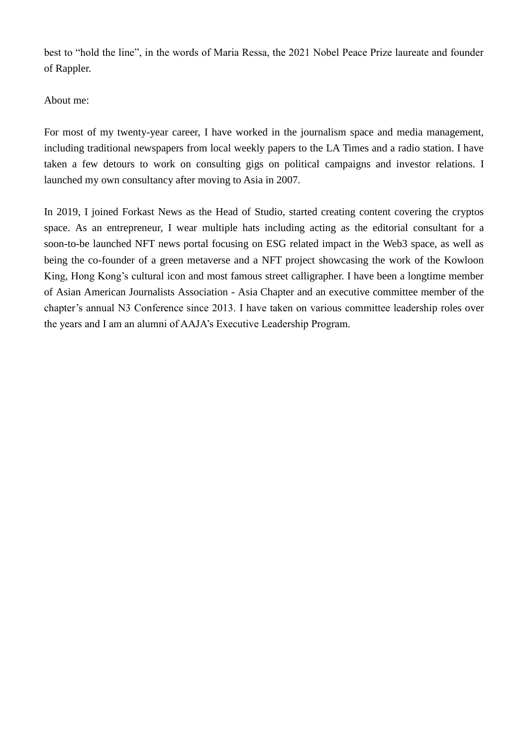best to “hold the line”, in the words of Maria Ressa, the 2021 Nobel Peace Prize laureate and founder of Rappler.

About me:

For most of my twenty-year career, I have worked in the journalism space and media management, including traditional newspapers from local weekly papers to the LA Times and a radio station. I have taken a few detours to work on consulting gigs on political campaigns and investor relations. I launched my own consultancy after moving to Asia in 2007.

In 2019, I joined Forkast News as the Head of Studio, started creating content covering the cryptos space. As an entrepreneur, I wear multiple hats including acting as the editorial consultant for a soon-to-be launched NFT news portal focusing on ESG related impact in the Web3 space, as well as being the co-founder of a green metaverse and a NFT project showcasing the work of the Kowloon King, Hong Kong’s cultural icon and most famous street calligrapher. I have been a longtime member of Asian American Journalists Association - Asia Chapter and an executive committee member of the chapter’s annual N3 Conference since 2013. I have taken on various committee leadership roles over the years and I am an alumni of AAJA’s Executive Leadership Program.